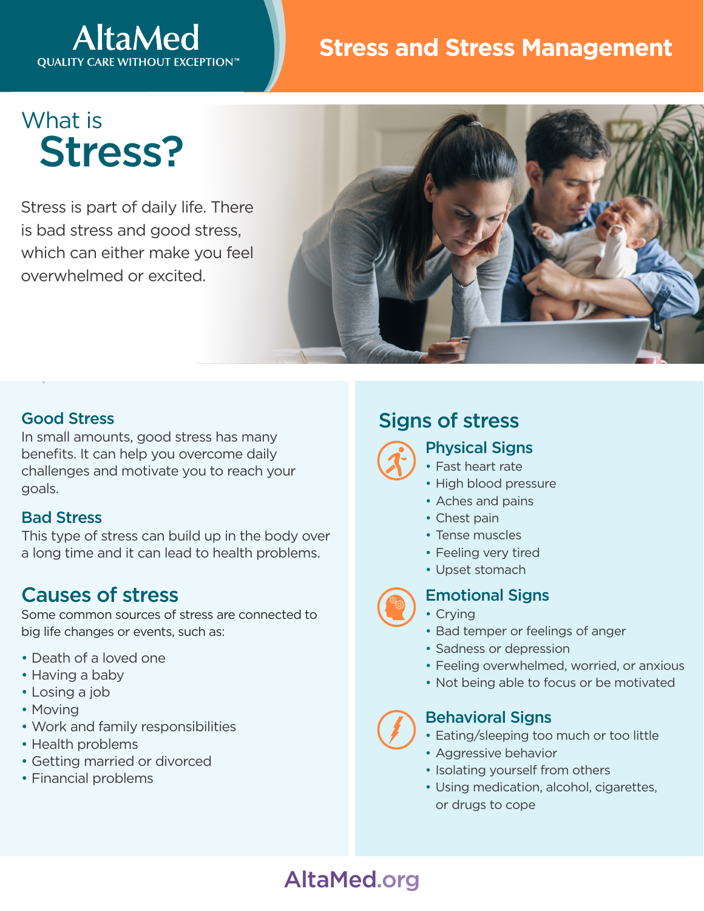AltaMed
QUALITY CARE WITHOUT EXCEPTION™

# Stress and Stress Management

## What is Stress?

Stress is part of daily life. There is bad stress and good stress, which can either make you feel overwhelmed or excited.

### Good Stress

In small amounts, good stress has many benefits. It can help you overcome daily challenges and motivate you to reach your goals.

### Bad Stress

This type of stress can build up in the body over a long time and it can lead to health problems.

## Causes of stress

Some common sources of stress are connected to big life changes or events, such as:

- Death of a loved one
- Having a baby
- Losing a job
- Moving
- Work and family responsibilities
- Health problems
- Getting married or divorced
- Financial problems

## Signs of stress

### Physical Signs

- Fast heart rate
- High blood pressure
- Aches and pains
- Chest pain
- Tense muscles
- Feeling very tired
- Upset stomach

### Emotional Signs

- Crying
- Bad temper or feelings of anger
- Sadness or depression
- Feeling overwhelmed, worried, or anxious
- Not being able to focus or be motivated

### Behavioral Signs

- Eating/sleeping too much or too little
- Aggressive behavior
- Isolating yourself from others
- Using medication, alcohol, cigarettes, or drugs to cope

AltaMed.org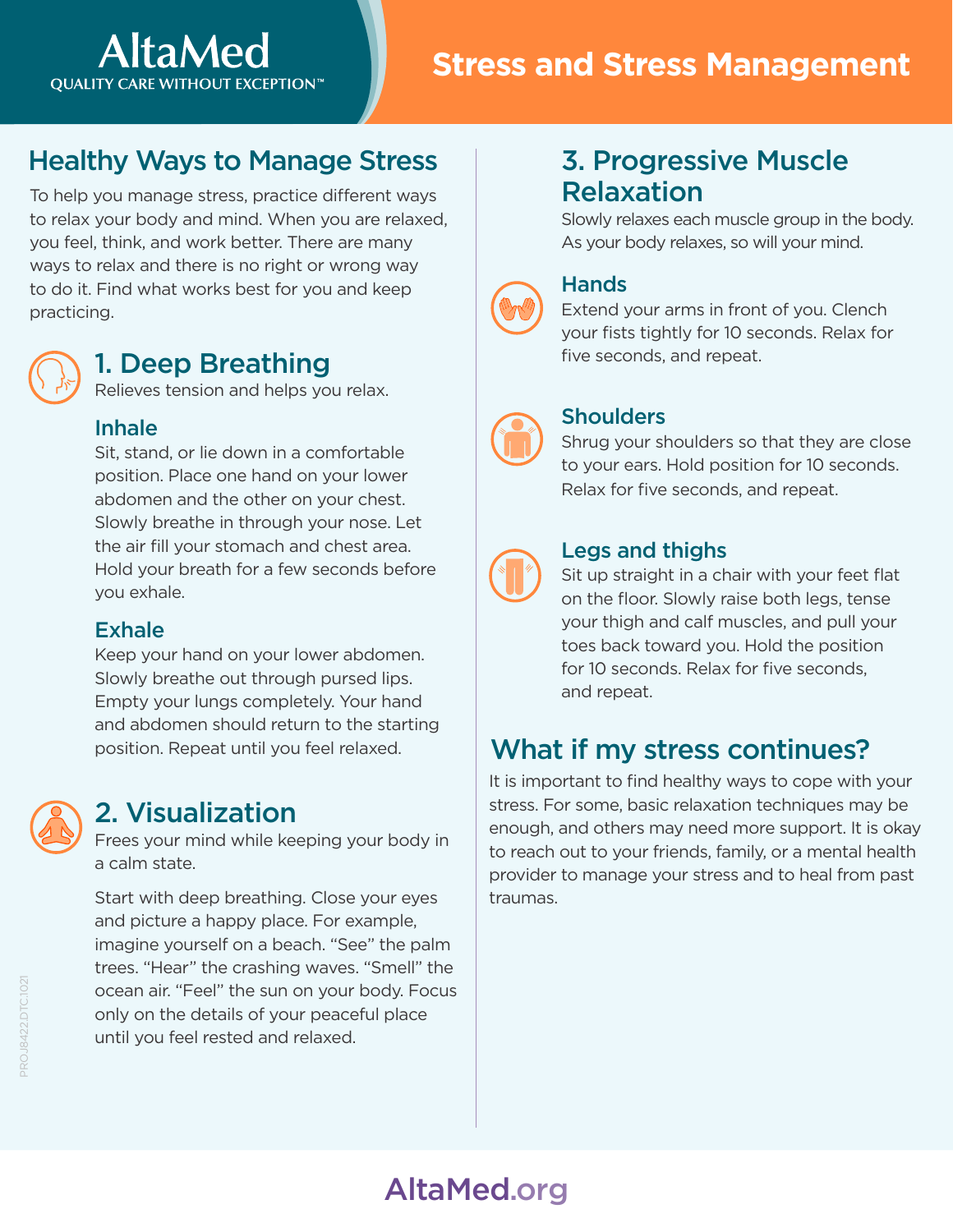AltaMed
QUALITY CARE WITHOUT EXCEPTION™

# Stress and Stress Management

## Healthy Ways to Manage Stress

To help you manage stress, practice different ways to relax your body and mind. When you are relaxed, you feel, think, and work better. There are many ways to relax and there is no right or wrong way to do it. Find what works best for you and keep practicing.

## 1. Deep Breathing

Relieves tension and helps you relax.

### Inhale

Sit, stand, or lie down in a comfortable position. Place one hand on your lower abdomen and the other on your chest. Slowly breathe in through your nose. Let the air fill your stomach and chest area. Hold your breath for a few seconds before you exhale.

### Exhale

Keep your hand on your lower abdomen. Slowly breathe out through pursed lips. Empty your lungs completely. Your hand and abdomen should return to the starting position. Repeat until you feel relaxed.

## 2. Visualization

Frees your mind while keeping your body in a calm state.

Start with deep breathing. Close your eyes and picture a happy place. For example, imagine yourself on a beach. "See" the palm trees. "Hear" the crashing waves. "Smell" the ocean air. "Feel" the sun on your body. Focus only on the details of your peaceful place until you feel rested and relaxed.

## 3. Progressive Muscle Relaxation

Slowly relaxes each muscle group in the body. As your body relaxes, so will your mind.

### Hands

Extend your arms in front of you. Clench your fists tightly for 10 seconds. Relax for five seconds, and repeat.

### Shoulders

Shrug your shoulders so that they are close to your ears. Hold position for 10 seconds. Relax for five seconds, and repeat.

### Legs and thighs

Sit up straight in a chair with your feet flat on the floor. Slowly raise both legs, tense your thigh and calf muscles, and pull your toes back toward you. Hold the position for 10 seconds. Relax for five seconds, and repeat.

## What if my stress continues?

It is important to find healthy ways to cope with your stress. For some, basic relaxation techniques may be enough, and others may need more support. It is okay to reach out to your friends, family, or a mental health provider to manage your stress and to heal from past traumas.

PROJ8422.DTC.1021

AltaMed.org